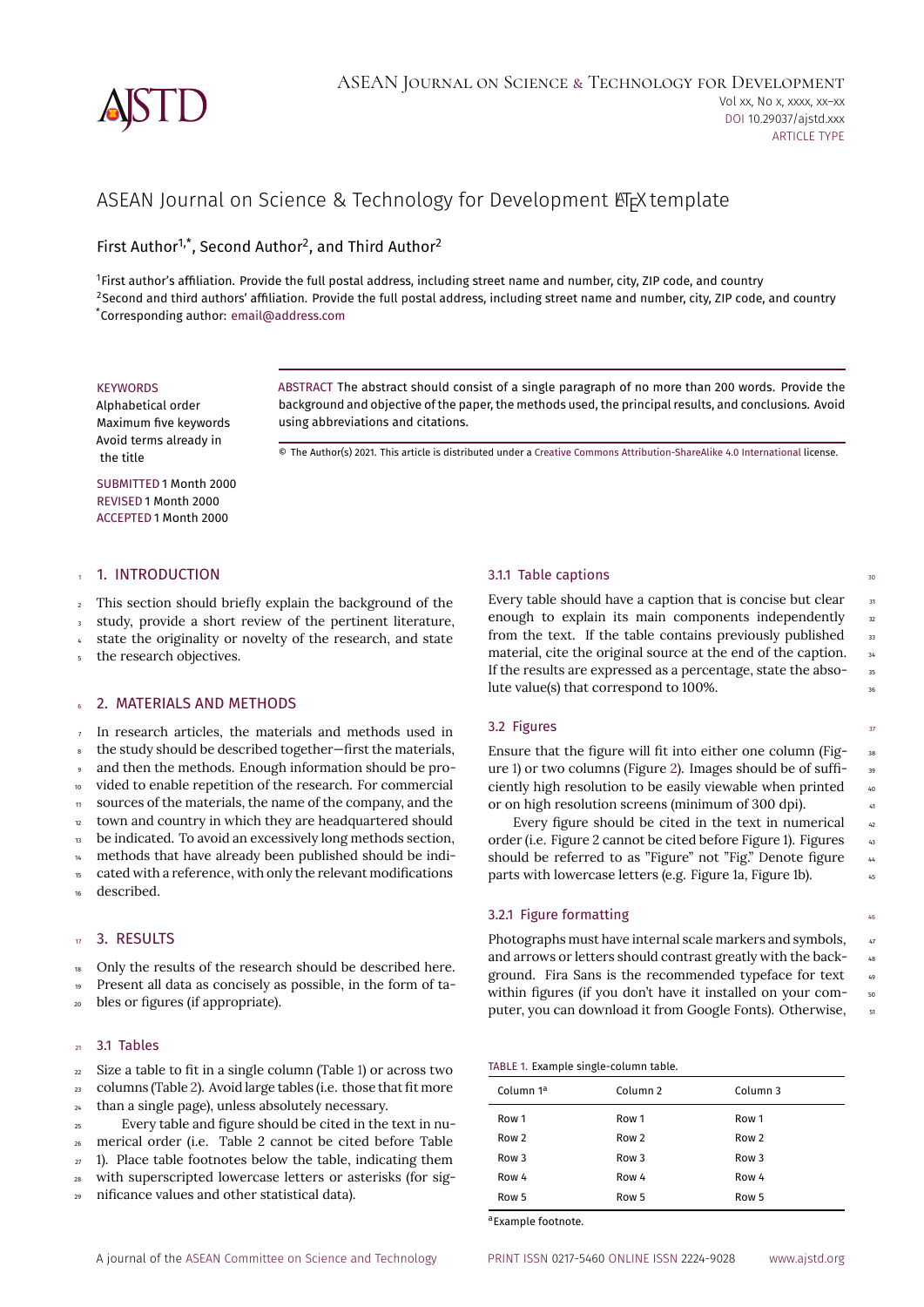# ASEAN Journal on Science & Technology for Development LaTeX template

First Author[1,*], Second Author[2], and Third Author[2]

[1]First author's affiliation. Provide the full postal address, including street name and number, city, ZIP code, and country
[2]Second and third authors' affiliation. Provide the full postal address, including street name and number, city, ZIP code, and country
[*]Corresponding author: email@address.com

KEYWORDS
Alphabetical order
Maximum five keywords
Avoid terms already in the title

SUBMITTED 1 Month 2000
REVISED 1 Month 2000
ACCEPTED 1 Month 2000

ABSTRACT The abstract should consist of a single paragraph of no more than 200 words. Provide the background and objective of the paper, the methods used, the principal results, and conclusions. Avoid using abbreviations and citations.

© The Author(s) 2021. This article is distributed under a Creative Commons Attribution-ShareAlike 4.0 International license.

## 1. INTRODUCTION

This section should briefly explain the background of the study, provide a short review of the pertinent literature, state the originality or novelty of the research, and state the research objectives.

## 2. MATERIALS AND METHODS

In research articles, the materials and methods used in the study should be described together—first the materials, and then the methods. Enough information should be provided to enable repetition of the research. For commercial sources of the materials, the name of the company, and the town and country in which they are headquartered should be indicated. To avoid an excessively long methods section, methods that have already been published should be indicated with a reference, with only the relevant modifications described.

## 3. RESULTS

Only the results of the research should be described here. Present all data as concisely as possible, in the form of tables or figures (if appropriate).

### 3.1 Tables

Size a table to fit in a single column (Table 1) or across two columns (Table 2). Avoid large tables (i.e. those that fit more than a single page), unless absolutely necessary.

Every table and figure should be cited in the text in numerical order (i.e. Table 2 cannot be cited before Table 1). Place table footnotes below the table, indicating them with superscripted lowercase letters or asterisks (for significance values and other statistical data).

#### 3.1.1 Table captions

Every table should have a caption that is concise but clear enough to explain its main components independently from the text. If the table contains previously published material, cite the original source at the end of the caption. If the results are expressed as a percentage, state the absolute value(s) that correspond to 100%.

### 3.2 Figures

Ensure that the figure will fit into either one column (Figure 1) or two columns (Figure 2). Images should be of sufficiently high resolution to be easily viewable when printed or on high resolution screens (minimum of 300 dpi).

Every figure should be cited in the text in numerical order (i.e. Figure 2 cannot be cited before Figure 1). Figures should be referred to as "Figure" not "Fig." Denote figure parts with lowercase letters (e.g. Figure 1a, Figure 1b).

#### 3.2.1 Figure formatting

Photographs must have internal scale markers and symbols, and arrows or letters should contrast greatly with the background. Fira Sans is the recommended typeface for text within figures (if you don't have it installed on your computer, you can download it from Google Fonts). Otherwise,

TABLE 1. Example single-column table.

| Column 1[a] | Column 2 | Column 3 |
|---|---|---|
| Row 1 | Row 1 | Row 1 |
| Row 2 | Row 2 | Row 2 |
| Row 3 | Row 3 | Row 3 |
| Row 4 | Row 4 | Row 4 |
| Row 5 | Row 5 | Row 5 |

[a]Example footnote.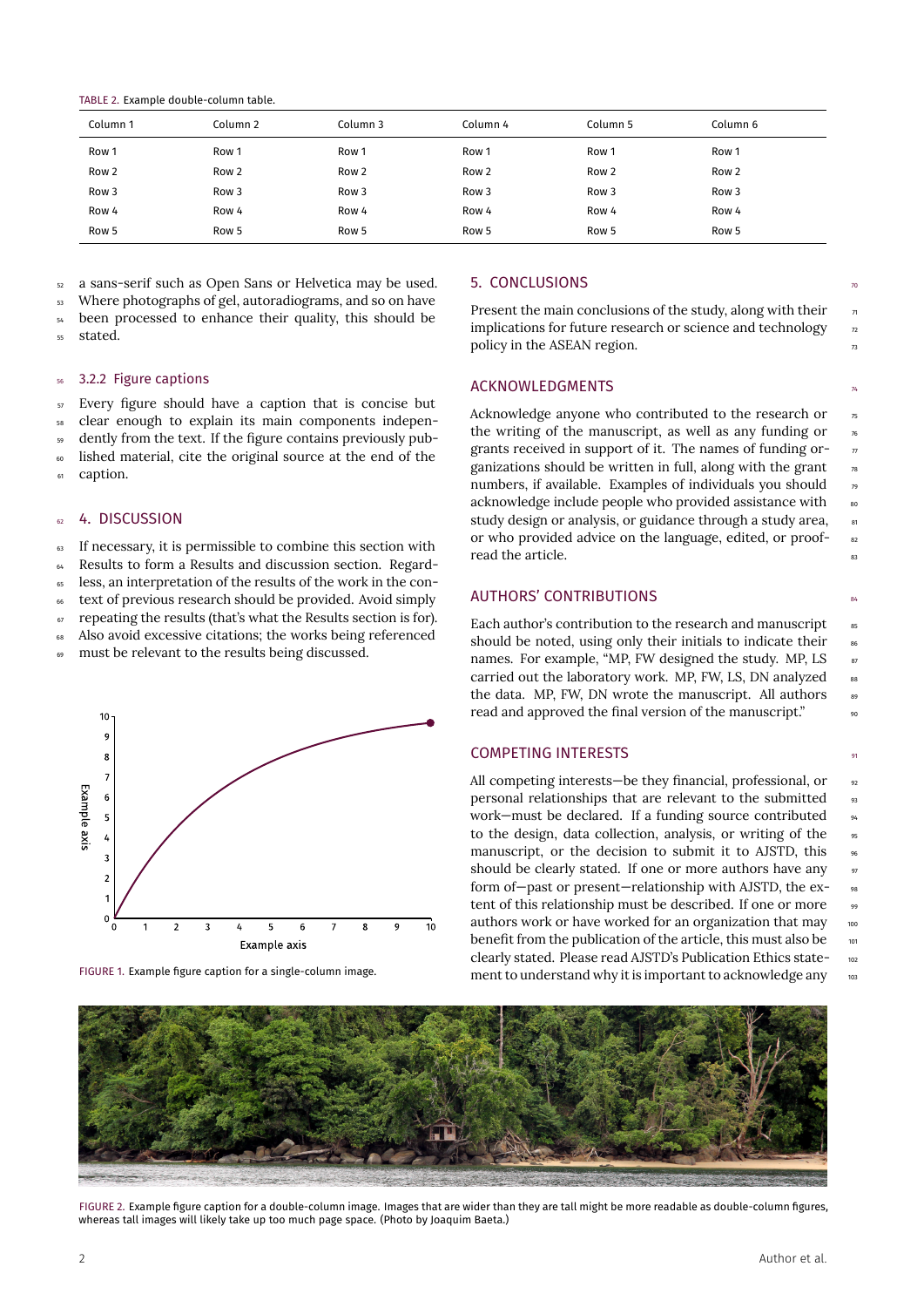TABLE 2. Example double-column table.

| Column 1 | Column 2 | Column 3 | Column 4 | Column 5 | Column 6 |
|---|---|---|---|---|---|
| Row 1 | Row 1 | Row 1 | Row 1 | Row 1 | Row 1 |
| Row 2 | Row 2 | Row 2 | Row 2 | Row 2 | Row 2 |
| Row 3 | Row 3 | Row 3 | Row 3 | Row 3 | Row 3 |
| Row 4 | Row 4 | Row 4 | Row 4 | Row 4 | Row 4 |
| Row 5 | Row 5 | Row 5 | Row 5 | Row 5 | Row 5 |

a sans-serif such as Open Sans or Helvetica may be used. Where photographs of gel, autoradiograms, and so on have been processed to enhance their quality, this should be stated.

### 3.2.2 Figure captions

Every figure should have a caption that is concise but clear enough to explain its main components independently from the text. If the figure contains previously published material, cite the original source at the end of the caption.

## 4. DISCUSSION

If necessary, it is permissible to combine this section with Results to form a Results and discussion section. Regardless, an interpretation of the results of the work in the context of previous research should be provided. Avoid simply repeating the results (that's what the Results section is for). Also avoid excessive citations; the works being referenced must be relevant to the results being discussed.

FIGURE 1. Example figure caption for a single-column image.

## 5. CONCLUSIONS

Present the main conclusions of the study, along with their implications for future research or science and technology policy in the ASEAN region.

## ACKNOWLEDGMENTS

Acknowledge anyone who contributed to the research or the writing of the manuscript, as well as any funding or grants received in support of it. The names of funding organizations should be written in full, along with the grant numbers, if available. Examples of individuals you should acknowledge include people who provided assistance with study design or analysis, or guidance through a study area, or who provided advice on the language, edited, or proofread the article.

## AUTHORS' CONTRIBUTIONS

Each author's contribution to the research and manuscript should be noted, using only their initials to indicate their names. For example, "MP, FW designed the study. MP, LS carried out the laboratory work. MP, FW, LS, DN analyzed the data. MP, FW, DN wrote the manuscript. All authors read and approved the final version of the manuscript."

## COMPETING INTERESTS

All competing interests—be they financial, professional, or personal relationships that are relevant to the submitted work—must be declared. If a funding source contributed to the design, data collection, analysis, or writing of the manuscript, or the decision to submit it to AJSTD, this should be clearly stated. If one or more authors have any form of—past or present—relationship with AJSTD, the extent of this relationship must be described. If one or more authors work or have worked for an organization that may benefit from the publication of the article, this must also be clearly stated. Please read AJSTD's Publication Ethics statement to understand why it is important to acknowledge any

FIGURE 2. Example figure caption for a double-column image. Images that are wider than they are tall might be more readable as double-column figures, whereas tall images will likely take up too much page space. (Photo by Joaquim Baeta.)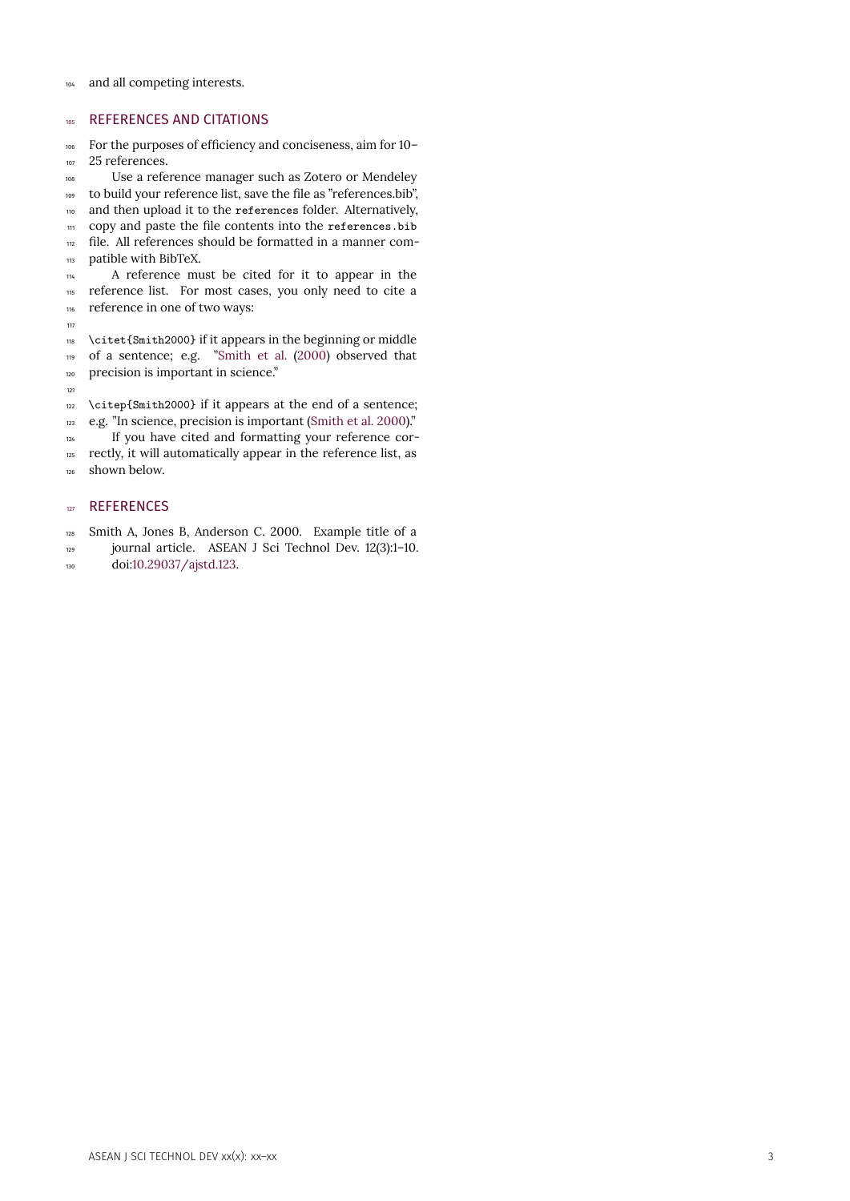and all competing interests.

## REFERENCES AND CITATIONS

For the purposes of efficiency and conciseness, aim for 10–25 references.

Use a reference manager such as Zotero or Mendeley to build your reference list, save the file as "references.bib", and then upload it to the `references` folder. Alternatively, copy and paste the file contents into the `references.bib` file. All references should be formatted in a manner compatible with BibTeX.

A reference must be cited for it to appear in the reference list. For most cases, you only need to cite a reference in one of two ways:

`\citet{Smith2000}` if it appears in the beginning or middle of a sentence; e.g. "Smith et al. (2000) observed that precision is important in science."

`\citep{Smith2000}` if it appears at the end of a sentence; e.g. "In science, precision is important (Smith et al. 2000)."

If you have cited and formatting your reference correctly, it will automatically appear in the reference list, as shown below.

## REFERENCES

Smith A, Jones B, Anderson C. 2000. Example title of a journal article. ASEAN J Sci Technol Dev. 12(3):1–10. doi:10.29037/ajstd.123.